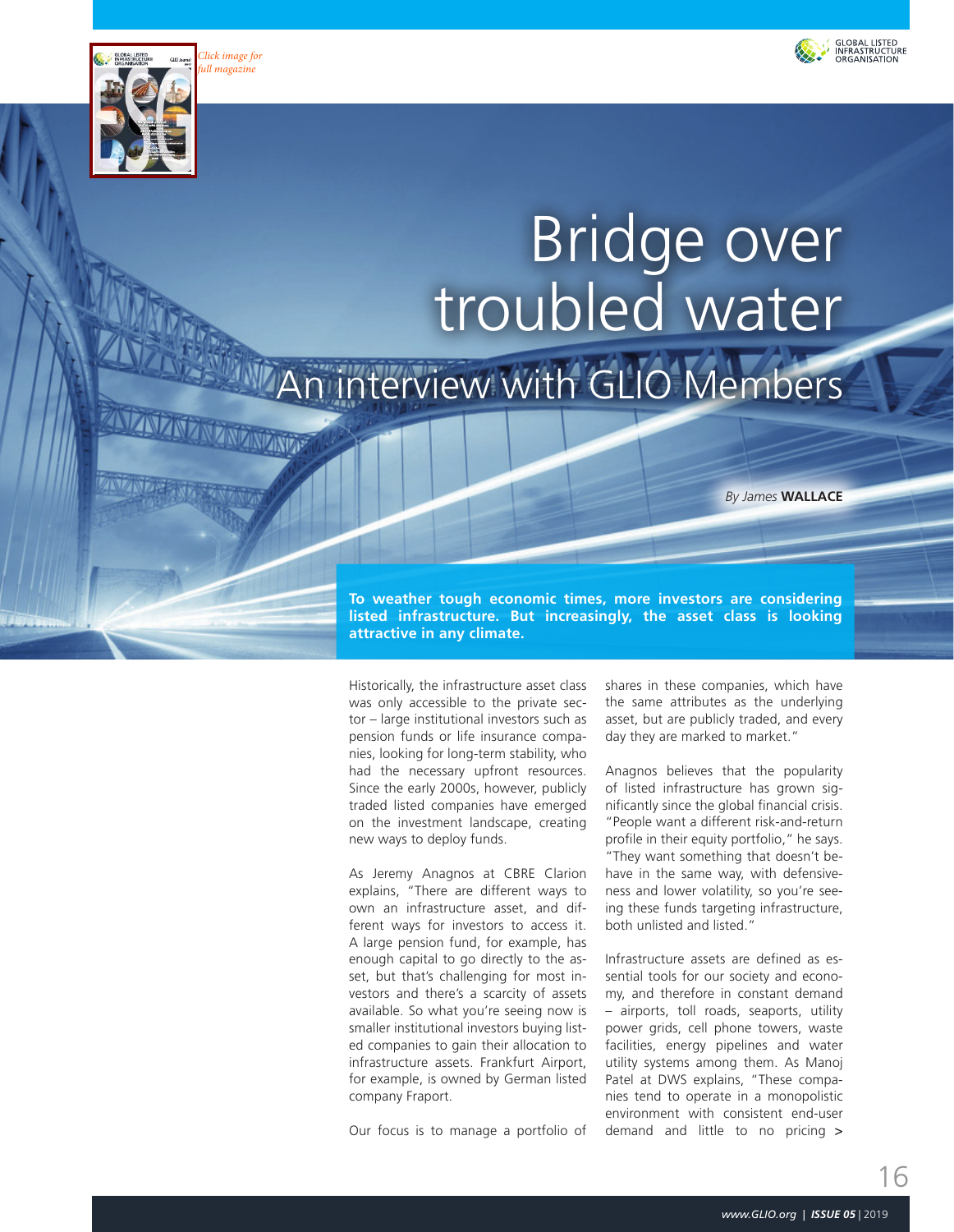# Bridge over troubled water

## An interview with GLIO Members

By *James* **WALLACE**

**To weather tough economic times, more investors are considering listed infrastructure. But increasingly, the asset class is looking attractive in any climate.**

Historically, the infrastructure asset class was only accessible to the private sector – large institutional investors such as pension funds or life insurance companies, looking for long-term stability, who had the necessary upfront resources. Since the early 2000s, however, publicly traded listed companies have emerged on the investment landscape, creating new ways to deploy funds.

As Jeremy Anagnos at CBRE Clarion explains, "There are different ways to own an infrastructure asset, and different ways for investors to access it. A large pension fund, for example, has enough capital to go directly to the asset, but that's challenging for most investors and there's a scarcity of assets available. So what you're seeing now is smaller institutional investors buying listed companies to gain their allocation to infrastructure assets. Frankfurt Airport, for example, is owned by German listed company Fraport.

Our focus is to manage a portfolio of shares in these companies, which have the same attributes as the underlying asset, but are publicly traded, and every day they are marked to market."

Anagnos believes that the popularity of listed infrastructure has grown significantly since the global financial crisis. "People want a different risk-and-return profile in their equity portfolio," he says. "They want something that doesn't behave in the same way, with defensiveness and lower volatility, so you're seeing these funds targeting infrastructure, both unlisted and listed."

Infrastructure assets are defined as essential tools for our society and economy, and therefore in constant demand – airports, toll roads, seaports, utility power grids, cell phone towers, waste facilities, energy pipelines and water utility systems among them. As Manoj Patel at DWS explains, "These companies tend to operate in a monopolistic environment with consistent end-user demand and little to no pricing >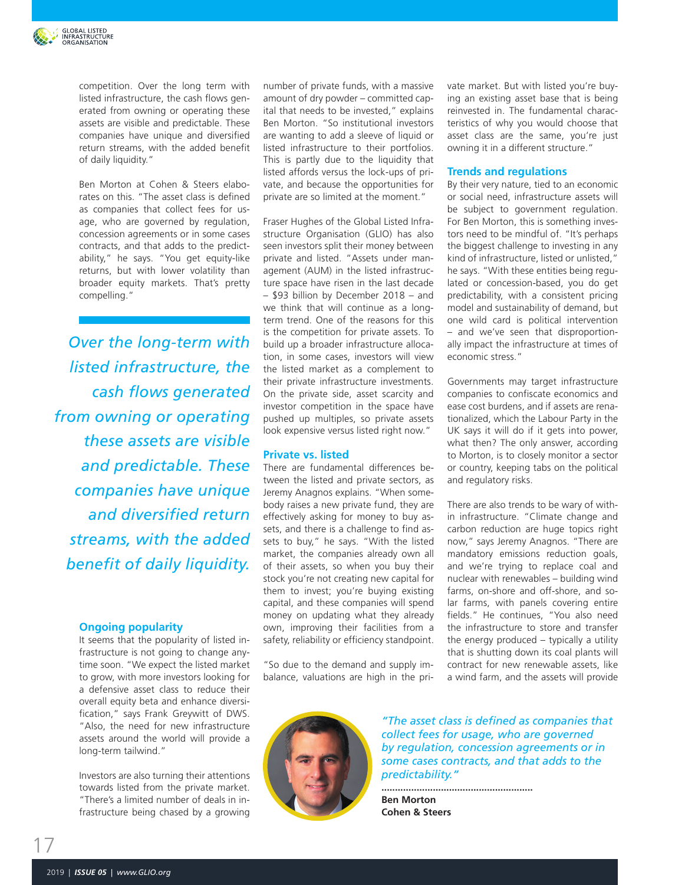competition. Over the long term with listed infrastructure, the cash flows generated from owning or operating these assets are visible and predictable. These companies have unique and diversified return streams, with the added benefit of daily liquidity."

Ben Morton at Cohen & Steers elaborates on this. "The asset class is defined as companies that collect fees for usage, who are governed by regulation, concession agreements or in some cases contracts, and that adds to the predictability," he says. "You get equity-like returns, but with lower volatility than broader equity markets. That's pretty compelling."

*Over the long-term with listed infrastructure, the cash flows generated from owning or operating these assets are visible and predictable. These companies have unique and diversified return streams, with the added benefit of daily liquidity.*

### Ongoing popularity

It seems that the popularity of listed infrastructure is not going to change anytime soon. "We expect the listed market to grow, with more investors looking for a defensive asset class to reduce their overall equity beta and enhance diversification," says Frank Greywitt of DWS. "Also, the need for new infrastructure assets around the world will provide a long-term tailwind."

Investors are also turning their attentions towards listed from the private market. "There's a limited number of deals in infrastructure being chased by a growing number of private funds, with a massive amount of dry powder – committed capital that needs to be invested," explains Ben Morton. "So institutional investors are wanting to add a sleeve of liquid or listed infrastructure to their portfolios. This is partly due to the liquidity that listed affords versus the lock-ups of private, and because the opportunities for private are so limited at the moment."

Fraser Hughes of the Global Listed Infrastructure Organisation (GLIO) has also seen investors split their money between private and listed. "Assets under management (AUM) in the listed infrastructure space have risen in the last decade – $93 billion by December 2018 – and we think that will continue as a long-term trend. One of the reasons for this is the competition for private assets. To build up a broader infrastructure allocation, in some cases, investors will view the listed market as a complement to their private infrastructure investments. On the private side, asset scarcity and investor competition in the space have pushed up multiples, so private assets look expensive versus listed right now."

### Private vs. listed

There are fundamental differences between the listed and private sectors, as Jeremy Anagnos explains. "When somebody raises a new private fund, they are effectively asking for money to buy assets, and there is a challenge to find assets to buy," he says. "With the listed market, the companies already own all of their assets, so when you buy their stock you're not creating new capital for them to invest; you're buying existing capital, and these companies will spend money on updating what they already own, improving their facilities from a safety, reliability or efficiency standpoint.

"So due to the demand and supply imbalance, valuations are high in the private market. But with listed you're buying an existing asset base that is being reinvested in. The fundamental characteristics of why you would choose that asset class are the same, you're just owning it in a different structure."

### Trends and regulations

By their very nature, tied to an economic or social need, infrastructure assets will be subject to government regulation. For Ben Morton, this is something investors need to be mindful of. "It's perhaps the biggest challenge to investing in any kind of infrastructure, listed or unlisted," he says. "With these entities being regulated or concession-based, you do get predictability, with a consistent pricing model and sustainability of demand, but one wild card is political intervention – and we've seen that disproportionally impact the infrastructure at times of economic stress."

Governments may target infrastructure companies to confiscate economics and ease cost burdens, and if assets are renationalized, which the Labour Party in the UK says it will do if it gets into power, what then? The only answer, according to Morton, is to closely monitor a sector or country, keeping tabs on the political and regulatory risks.

There are also trends to be wary of within infrastructure. "Climate change and carbon reduction are huge topics right now," says Jeremy Anagnos. "There are mandatory emissions reduction goals, and we're trying to replace coal and nuclear with renewables – building wind farms, on-shore and off-shore, and solar farms, with panels covering entire fields." He continues, "You also need the infrastructure to store and transfer the energy produced – typically a utility that is shutting down its coal plants will contract for new renewable assets, like a wind farm, and the assets will provide

*"The asset class is defined as companies that collect fees for usage, who are governed by regulation, concession agreements or in some cases contracts, and that adds to the predictability."*

**Ben Morton**
**Cohen & Steers**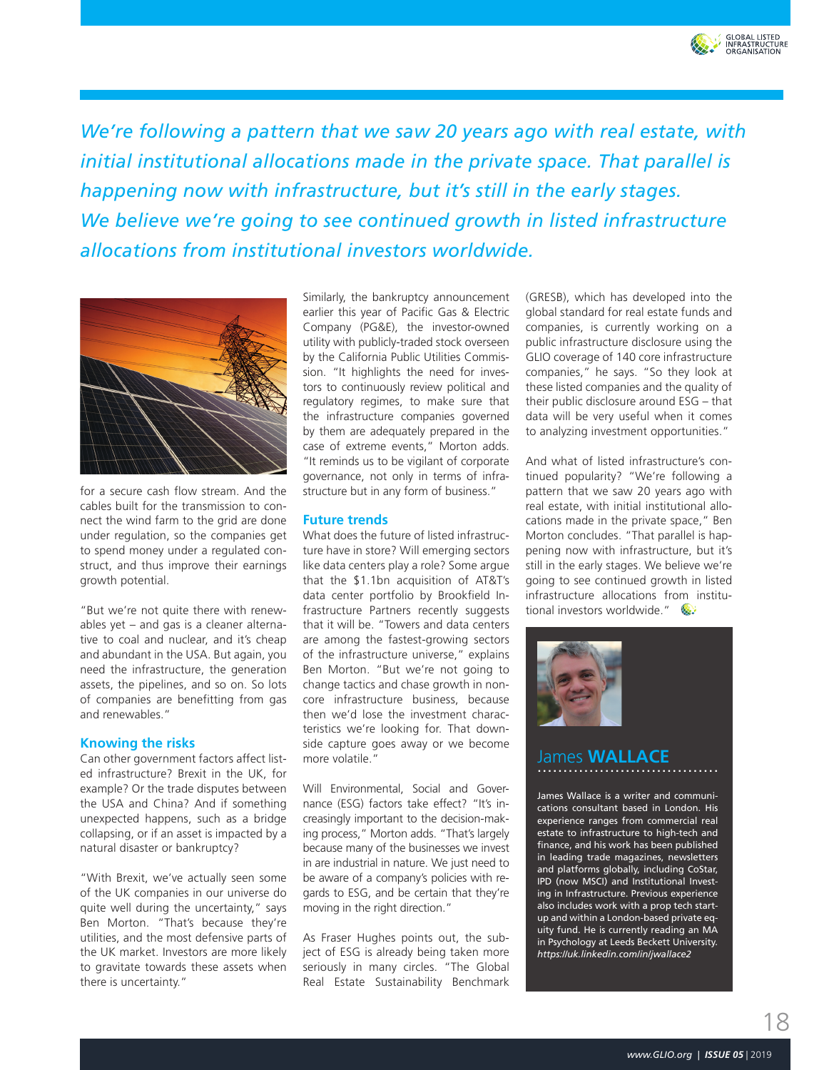*We're following a pattern that we saw 20 years ago with real estate, with initial institutional allocations made in the private space. That parallel is happening now with infrastructure, but it's still in the early stages. We believe we're going to see continued growth in listed infrastructure allocations from institutional investors worldwide.*

for a secure cash flow stream. And the cables built for the transmission to connect the wind farm to the grid are done under regulation, so the companies get to spend money under a regulated construct, and thus improve their earnings growth potential.

"But we're not quite there with renewables yet – and gas is a cleaner alternative to coal and nuclear, and it's cheap and abundant in the USA. But again, you need the infrastructure, the generation assets, the pipelines, and so on. So lots of companies are benefitting from gas and renewables."

### Knowing the risks

Can other government factors affect listed infrastructure? Brexit in the UK, for example? Or the trade disputes between the USA and China? And if something unexpected happens, such as a bridge collapsing, or if an asset is impacted by a natural disaster or bankruptcy?

"With Brexit, we've actually seen some of the UK companies in our universe do quite well during the uncertainty," says Ben Morton. "That's because they're utilities, and the most defensive parts of the UK market. Investors are more likely to gravitate towards these assets when there is uncertainty."

Similarly, the bankruptcy announcement earlier this year of Pacific Gas & Electric Company (PG&E), the investor-owned utility with publicly-traded stock overseen by the California Public Utilities Commission. "It highlights the need for investors to continuously review political and regulatory regimes, to make sure that the infrastructure companies governed by them are adequately prepared in the case of extreme events," Morton adds. "It reminds us to be vigilant of corporate governance, not only in terms of infrastructure but in any form of business."

### Future trends

What does the future of listed infrastructure have in store? Will emerging sectors like data centers play a role? Some argue that the $1.1bn acquisition of AT&T's data center portfolio by Brookfield Infrastructure Partners recently suggests that it will be. "Towers and data centers are among the fastest-growing sectors of the infrastructure universe," explains Ben Morton. "But we're not going to change tactics and chase growth in non-core infrastructure business, because then we'd lose the investment characteristics we're looking for. That downside capture goes away or we become more volatile."

Will Environmental, Social and Governance (ESG) factors take effect? "It's increasingly important to the decision-making process," Morton adds. "That's largely because many of the businesses we invest in are industrial in nature. We just need to be aware of a company's policies with regards to ESG, and be certain that they're moving in the right direction."

As Fraser Hughes points out, the subject of ESG is already being taken more seriously in many circles. "The Global Real Estate Sustainability Benchmark (GRESB), which has developed into the global standard for real estate funds and companies, is currently working on a public infrastructure disclosure using the GLIO coverage of 140 core infrastructure companies," he says. "So they look at these listed companies and the quality of their public disclosure around ESG – that data will be very useful when it comes to analyzing investment opportunities."

And what of listed infrastructure's continued popularity? "We're following a pattern that we saw 20 years ago with real estate, with initial institutional allocations made in the private space," Ben Morton concludes. "That parallel is happening now with infrastructure, but it's still in the early stages. We believe we're going to see continued growth in listed infrastructure allocations from institutional investors worldwide."

## James **WALLACE**

James Wallace is a writer and communications consultant based in London. His experience ranges from commercial real estate to infrastructure to high-tech and finance, and his work has been published in leading trade magazines, newsletters and platforms globally, including CoStar, IPD (now MSCI) and Institutional Investing in Infrastructure. Previous experience also includes work with a prop tech start-up and within a London-based private equity fund. He is currently reading an MA in Psychology at Leeds Beckett University. *https://uk.linkedin.com/in/jwallace2*